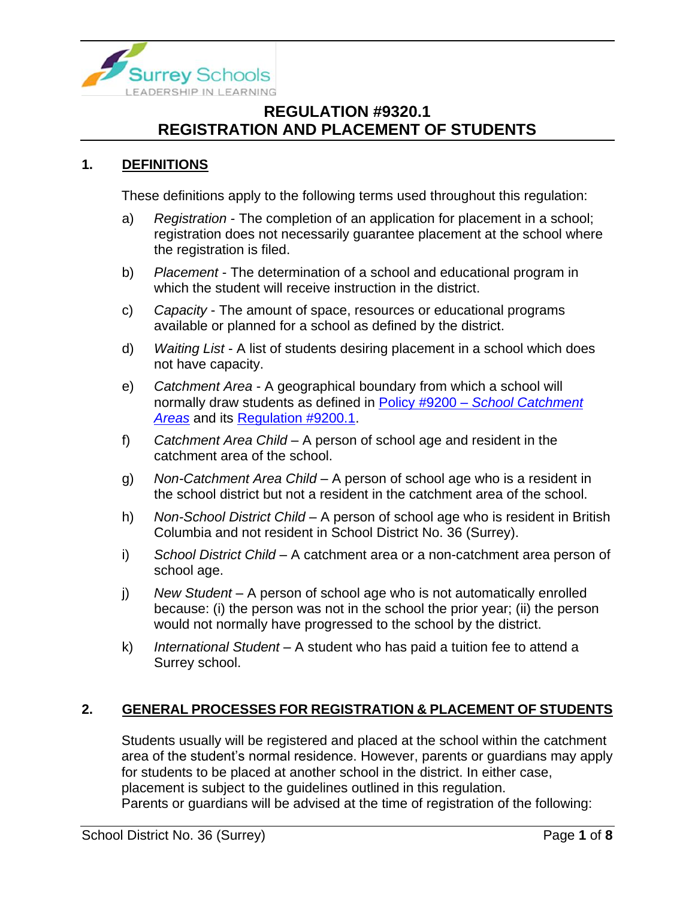# REGULATION #9320.1
# REGISTRATION AND PLACEMENT OF STUDENTS

## 1. DEFINITIONS

These definitions apply to the following terms used throughout this regulation:

a) *Registration* - The completion of an application for placement in a school; registration does not necessarily guarantee placement at the school where the registration is filed.

b) *Placement* - The determination of a school and educational program in which the student will receive instruction in the district.

c) *Capacity* - The amount of space, resources or educational programs available or planned for a school as defined by the district.

d) *Waiting List* - A list of students desiring placement in a school which does not have capacity.

e) *Catchment Area* - A geographical boundary from which a school will normally draw students as defined in Policy #9200 – *School Catchment Areas* and its Regulation #9200.1.

f) *Catchment Area Child* – A person of school age and resident in the catchment area of the school.

g) *Non-Catchment Area Child* – A person of school age who is a resident in the school district but not a resident in the catchment area of the school.

h) *Non-School District Child* – A person of school age who is resident in British Columbia and not resident in School District No. 36 (Surrey).

i) *School District Child* – A catchment area or a non-catchment area person of school age.

j) *New Student* – A person of school age who is not automatically enrolled because: (i) the person was not in the school the prior year; (ii) the person would not normally have progressed to the school by the district.

k) *International Student* – A student who has paid a tuition fee to attend a Surrey school.

## 2. GENERAL PROCESSES FOR REGISTRATION & PLACEMENT OF STUDENTS

Students usually will be registered and placed at the school within the catchment area of the student's normal residence. However, parents or guardians may apply for students to be placed at another school in the district. In either case, placement is subject to the guidelines outlined in this regulation.
Parents or guardians will be advised at the time of registration of the following: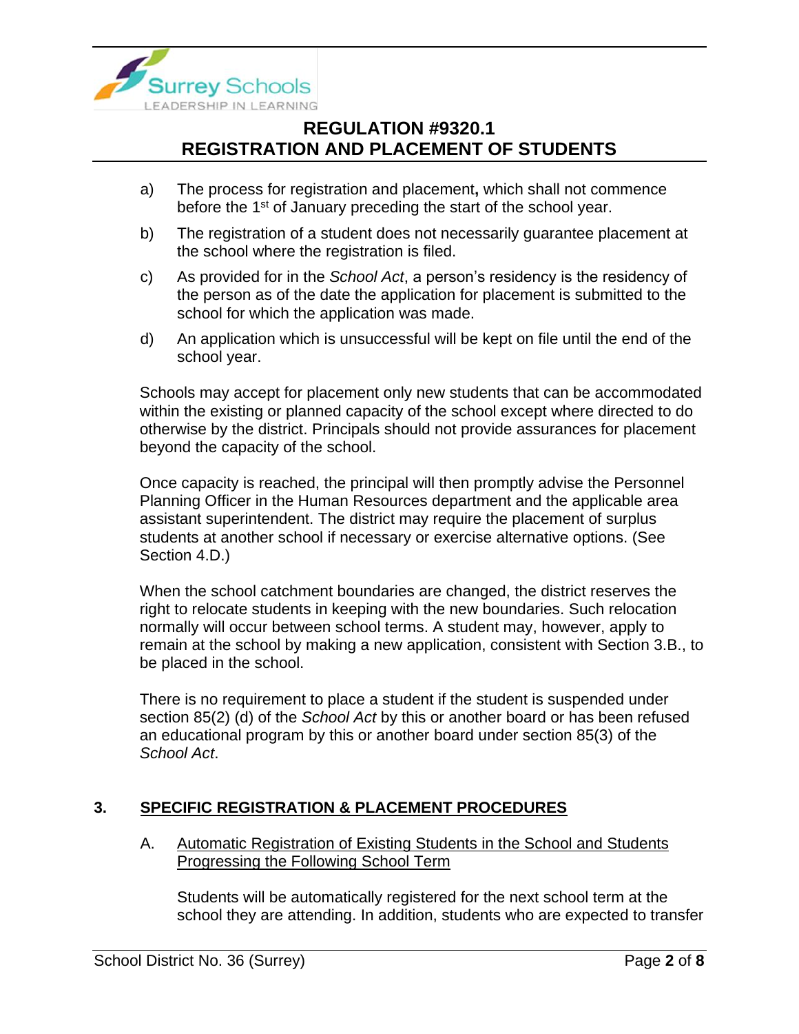a) The process for registration and placement, which shall not commence before the 1st of January preceding the start of the school year.

b) The registration of a student does not necessarily guarantee placement at the school where the registration is filed.

c) As provided for in the *School Act*, a person's residency is the residency of the person as of the date the application for placement is submitted to the school for which the application was made.

d) An application which is unsuccessful will be kept on file until the end of the school year.

Schools may accept for placement only new students that can be accommodated within the existing or planned capacity of the school except where directed to do otherwise by the district. Principals should not provide assurances for placement beyond the capacity of the school.

Once capacity is reached, the principal will then promptly advise the Personnel Planning Officer in the Human Resources department and the applicable area assistant superintendent. The district may require the placement of surplus students at another school if necessary or exercise alternative options. (See Section 4.D.)

When the school catchment boundaries are changed, the district reserves the right to relocate students in keeping with the new boundaries. Such relocation normally will occur between school terms. A student may, however, apply to remain at the school by making a new application, consistent with Section 3.B., to be placed in the school.

There is no requirement to place a student if the student is suspended under section 85(2) (d) of the *School Act* by this or another board or has been refused an educational program by this or another board under section 85(3) of the *School Act*.

## 3. SPECIFIC REGISTRATION & PLACEMENT PROCEDURES

### A. Automatic Registration of Existing Students in the School and Students Progressing the Following School Term

Students will be automatically registered for the next school term at the school they are attending. In addition, students who are expected to transfer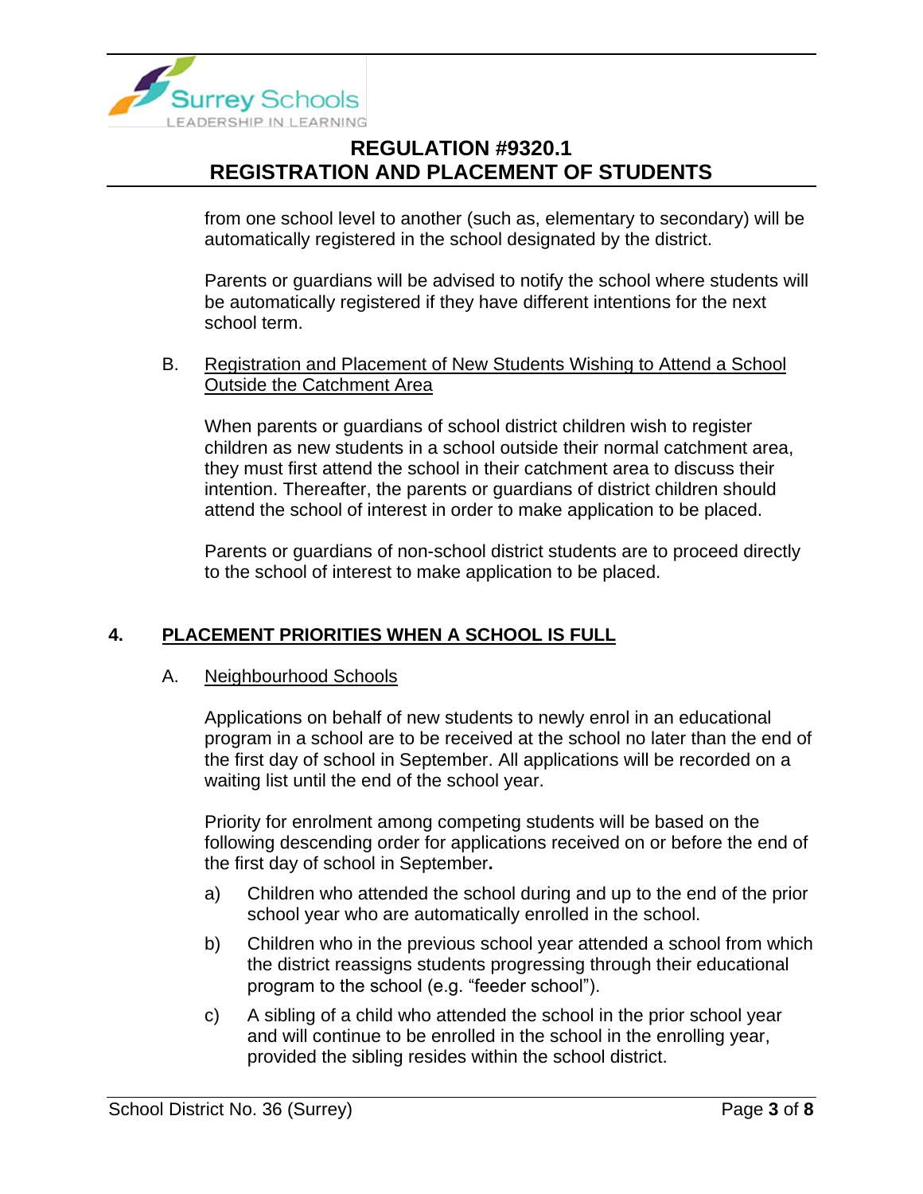from one school level to another (such as, elementary to secondary) will be automatically registered in the school designated by the district.

Parents or guardians will be advised to notify the school where students will be automatically registered if they have different intentions for the next school term.

B. Registration and Placement of New Students Wishing to Attend a School Outside the Catchment Area

When parents or guardians of school district children wish to register children as new students in a school outside their normal catchment area, they must first attend the school in their catchment area to discuss their intention. Thereafter, the parents or guardians of district children should attend the school of interest in order to make application to be placed.

Parents or guardians of non-school district students are to proceed directly to the school of interest to make application to be placed.

## 4. PLACEMENT PRIORITIES WHEN A SCHOOL IS FULL

A. Neighbourhood Schools

Applications on behalf of new students to newly enrol in an educational program in a school are to be received at the school no later than the end of the first day of school in September. All applications will be recorded on a waiting list until the end of the school year.

Priority for enrolment among competing students will be based on the following descending order for applications received on or before the end of the first day of school in September.

a) Children who attended the school during and up to the end of the prior school year who are automatically enrolled in the school.

b) Children who in the previous school year attended a school from which the district reassigns students progressing through their educational program to the school (e.g. "feeder school").

c) A sibling of a child who attended the school in the prior school year and will continue to be enrolled in the school in the enrolling year, provided the sibling resides within the school district.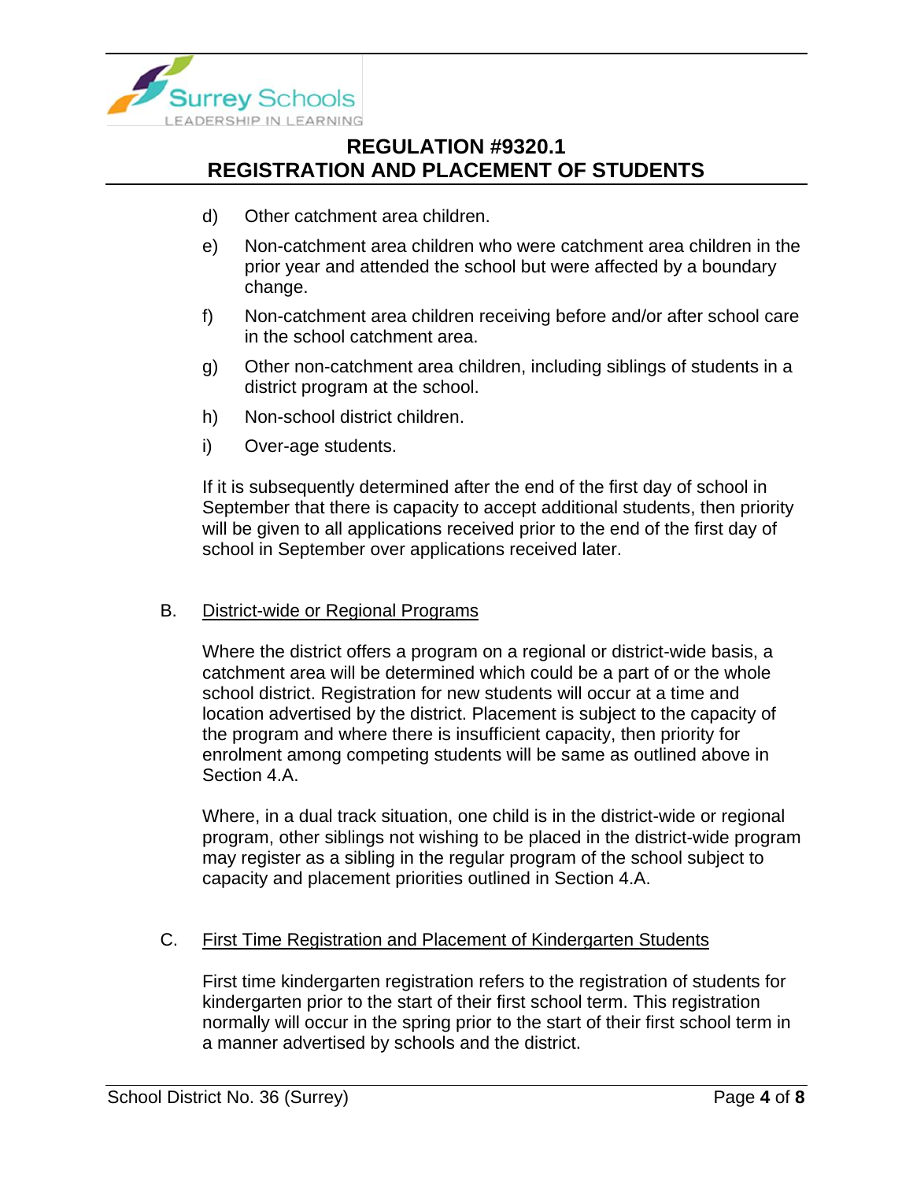d) Other catchment area children.

e) Non-catchment area children who were catchment area children in the prior year and attended the school but were affected by a boundary change.

f) Non-catchment area children receiving before and/or after school care in the school catchment area.

g) Other non-catchment area children, including siblings of students in a district program at the school.

h) Non-school district children.

i) Over-age students.

If it is subsequently determined after the end of the first day of school in September that there is capacity to accept additional students, then priority will be given to all applications received prior to the end of the first day of school in September over applications received later.

B. District-wide or Regional Programs

Where the district offers a program on a regional or district-wide basis, a catchment area will be determined which could be a part of or the whole school district. Registration for new students will occur at a time and location advertised by the district. Placement is subject to the capacity of the program and where there is insufficient capacity, then priority for enrolment among competing students will be same as outlined above in Section 4.A.

Where, in a dual track situation, one child is in the district-wide or regional program, other siblings not wishing to be placed in the district-wide program may register as a sibling in the regular program of the school subject to capacity and placement priorities outlined in Section 4.A.

C. First Time Registration and Placement of Kindergarten Students

First time kindergarten registration refers to the registration of students for kindergarten prior to the start of their first school term. This registration normally will occur in the spring prior to the start of their first school term in a manner advertised by schools and the district.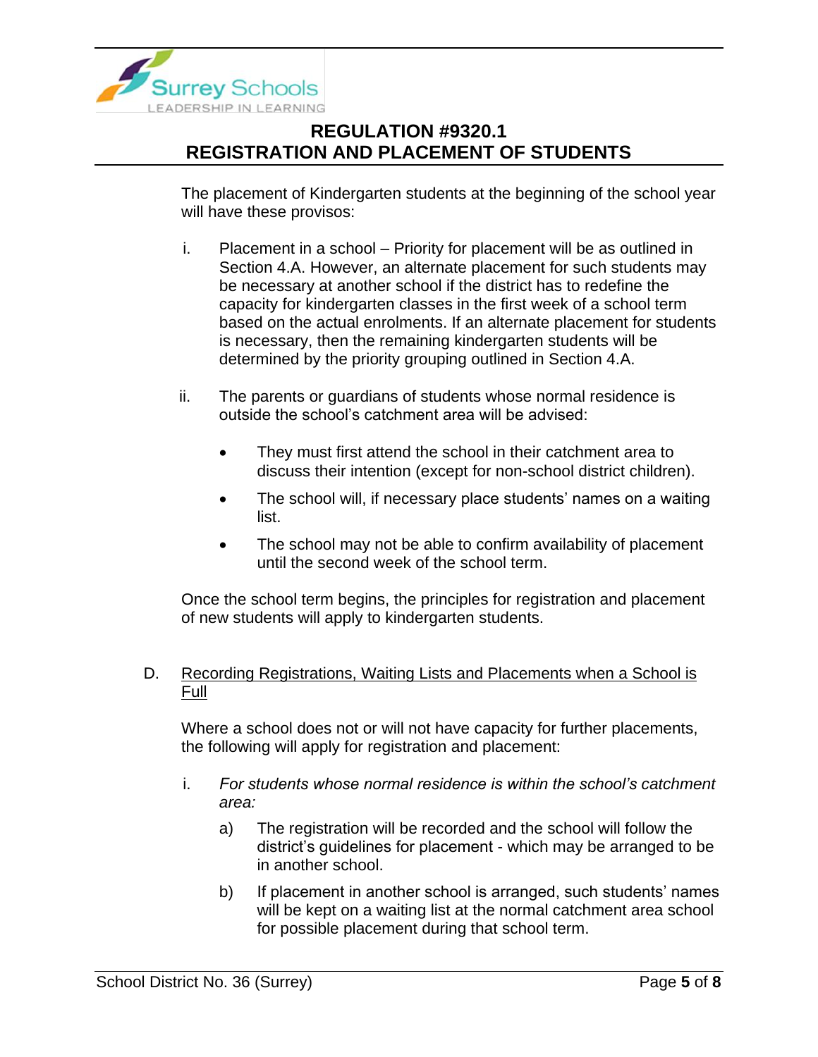The placement of Kindergarten students at the beginning of the school year will have these provisos:

i. Placement in a school – Priority for placement will be as outlined in Section 4.A. However, an alternate placement for such students may be necessary at another school if the district has to redefine the capacity for kindergarten classes in the first week of a school term based on the actual enrolments. If an alternate placement for students is necessary, then the remaining kindergarten students will be determined by the priority grouping outlined in Section 4.A.

ii. The parents or guardians of students whose normal residence is outside the school's catchment area will be advised:

   - They must first attend the school in their catchment area to discuss their intention (except for non-school district children).
   - The school will, if necessary place students' names on a waiting list.
   - The school may not be able to confirm availability of placement until the second week of the school term.

Once the school term begins, the principles for registration and placement of new students will apply to kindergarten students.

D. Recording Registrations, Waiting Lists and Placements when a School is Full

Where a school does not or will not have capacity for further placements, the following will apply for registration and placement:

i. *For students whose normal residence is within the school's catchment area:*

   a) The registration will be recorded and the school will follow the district's guidelines for placement - which may be arranged to be in another school.

   b) If placement in another school is arranged, such students' names will be kept on a waiting list at the normal catchment area school for possible placement during that school term.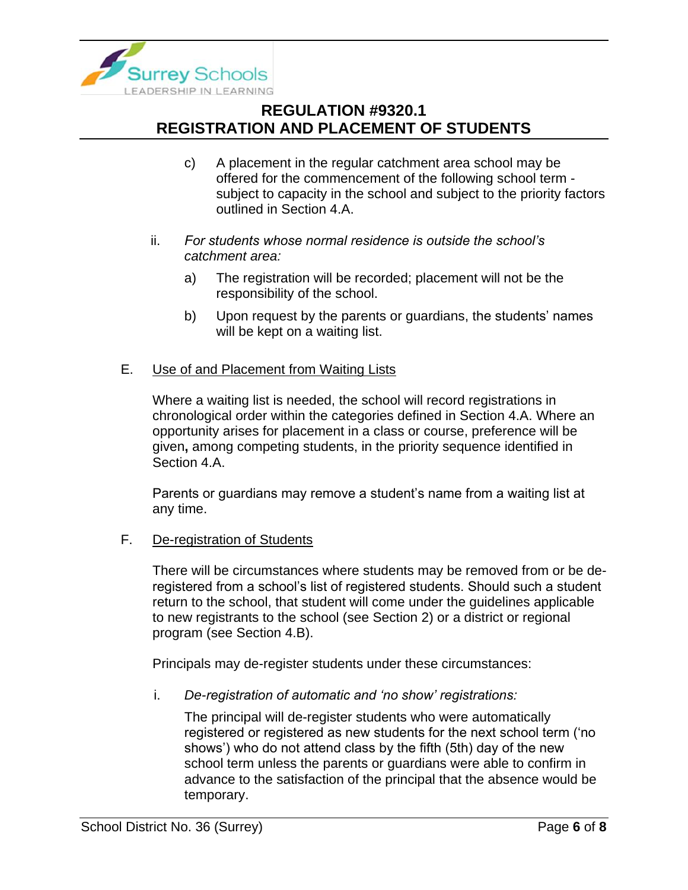c) A placement in the regular catchment area school may be offered for the commencement of the following school term - subject to capacity in the school and subject to the priority factors outlined in Section 4.A.

ii. *For students whose normal residence is outside the school's catchment area:*

a) The registration will be recorded; placement will not be the responsibility of the school.

b) Upon request by the parents or guardians, the students' names will be kept on a waiting list.

E. Use of and Placement from Waiting Lists

Where a waiting list is needed, the school will record registrations in chronological order within the categories defined in Section 4.A. Where an opportunity arises for placement in a class or course, preference will be given**,** among competing students, in the priority sequence identified in Section 4.A.

Parents or guardians may remove a student's name from a waiting list at any time.

F. De-registration of Students

There will be circumstances where students may be removed from or be de-registered from a school's list of registered students. Should such a student return to the school, that student will come under the guidelines applicable to new registrants to the school (see Section 2) or a district or regional program (see Section 4.B).

Principals may de-register students under these circumstances:

i. *De-registration of automatic and 'no show' registrations:*

The principal will de-register students who were automatically registered or registered as new students for the next school term ('no shows') who do not attend class by the fifth (5th) day of the new school term unless the parents or guardians were able to confirm in advance to the satisfaction of the principal that the absence would be temporary.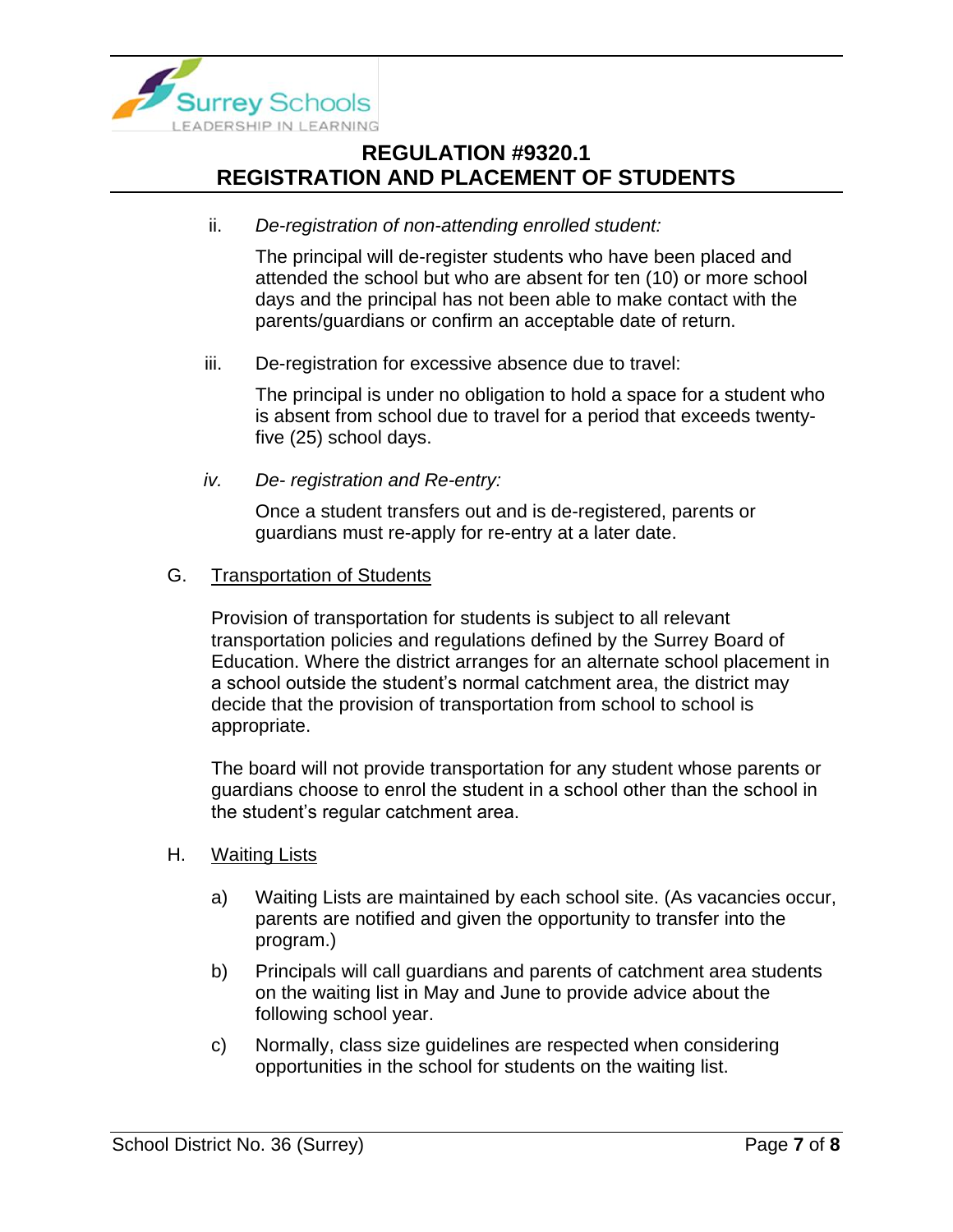ii. *De-registration of non-attending enrolled student:*

The principal will de-register students who have been placed and attended the school but who are absent for ten (10) or more school days and the principal has not been able to make contact with the parents/guardians or confirm an acceptable date of return.

iii. De-registration for excessive absence due to travel:

The principal is under no obligation to hold a space for a student who is absent from school due to travel for a period that exceeds twenty-five (25) school days.

*iv. De- registration and Re-entry:*

Once a student transfers out and is de-registered, parents or guardians must re-apply for re-entry at a later date.

G. Transportation of Students

Provision of transportation for students is subject to all relevant transportation policies and regulations defined by the Surrey Board of Education. Where the district arranges for an alternate school placement in a school outside the student's normal catchment area, the district may decide that the provision of transportation from school to school is appropriate.

The board will not provide transportation for any student whose parents or guardians choose to enrol the student in a school other than the school in the student's regular catchment area.

H. Waiting Lists

a) Waiting Lists are maintained by each school site. (As vacancies occur, parents are notified and given the opportunity to transfer into the program.)

b) Principals will call guardians and parents of catchment area students on the waiting list in May and June to provide advice about the following school year.

c) Normally, class size guidelines are respected when considering opportunities in the school for students on the waiting list.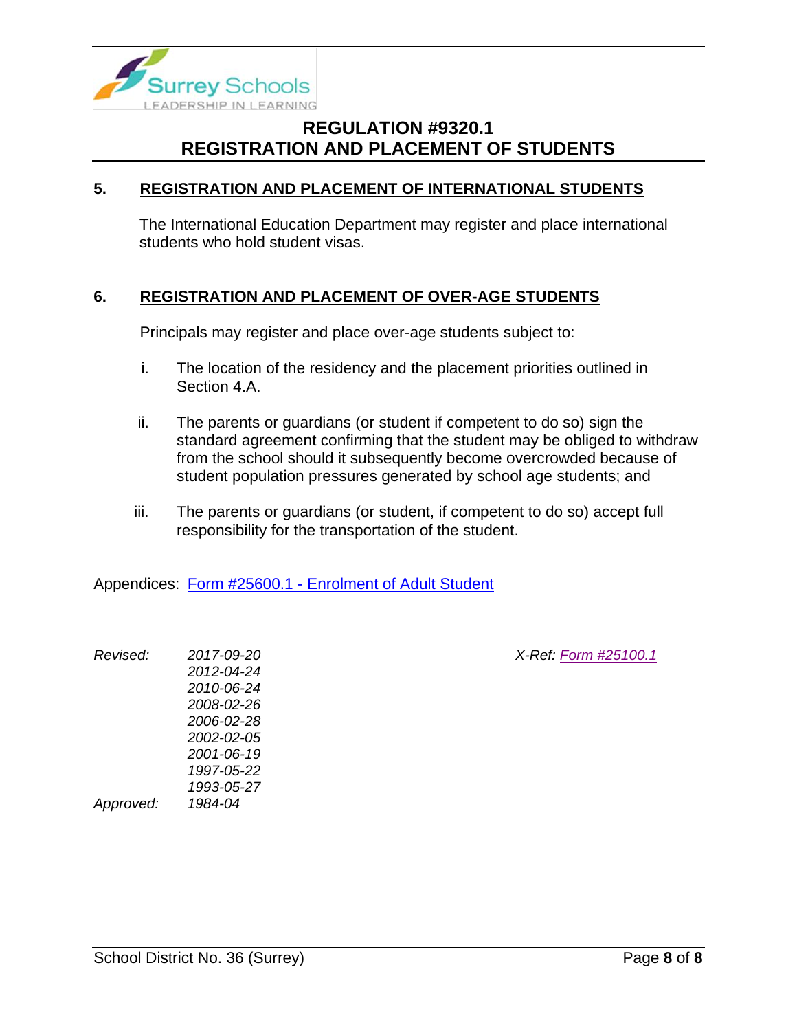## 5. REGISTRATION AND PLACEMENT OF INTERNATIONAL STUDENTS

The International Education Department may register and place international students who hold student visas.

## 6. REGISTRATION AND PLACEMENT OF OVER-AGE STUDENTS

Principals may register and place over-age students subject to:

i. The location of the residency and the placement priorities outlined in Section 4.A.

ii. The parents or guardians (or student if competent to do so) sign the standard agreement confirming that the student may be obliged to withdraw from the school should it subsequently become overcrowded because of student population pressures generated by school age students; and

iii. The parents or guardians (or student, if competent to do so) accept full responsibility for the transportation of the student.

Appendices: Form #25600.1 - Enrolment of Adult Student

*Revised:* *2017-09-20*
*2012-04-24*
*2010-06-24*
*2008-02-26*
*2006-02-28*
*2002-02-05*
*2001-06-19*
*1997-05-22*
*1993-05-27*
*Approved:* *1984-04*

*X-Ref: Form #25100.1*